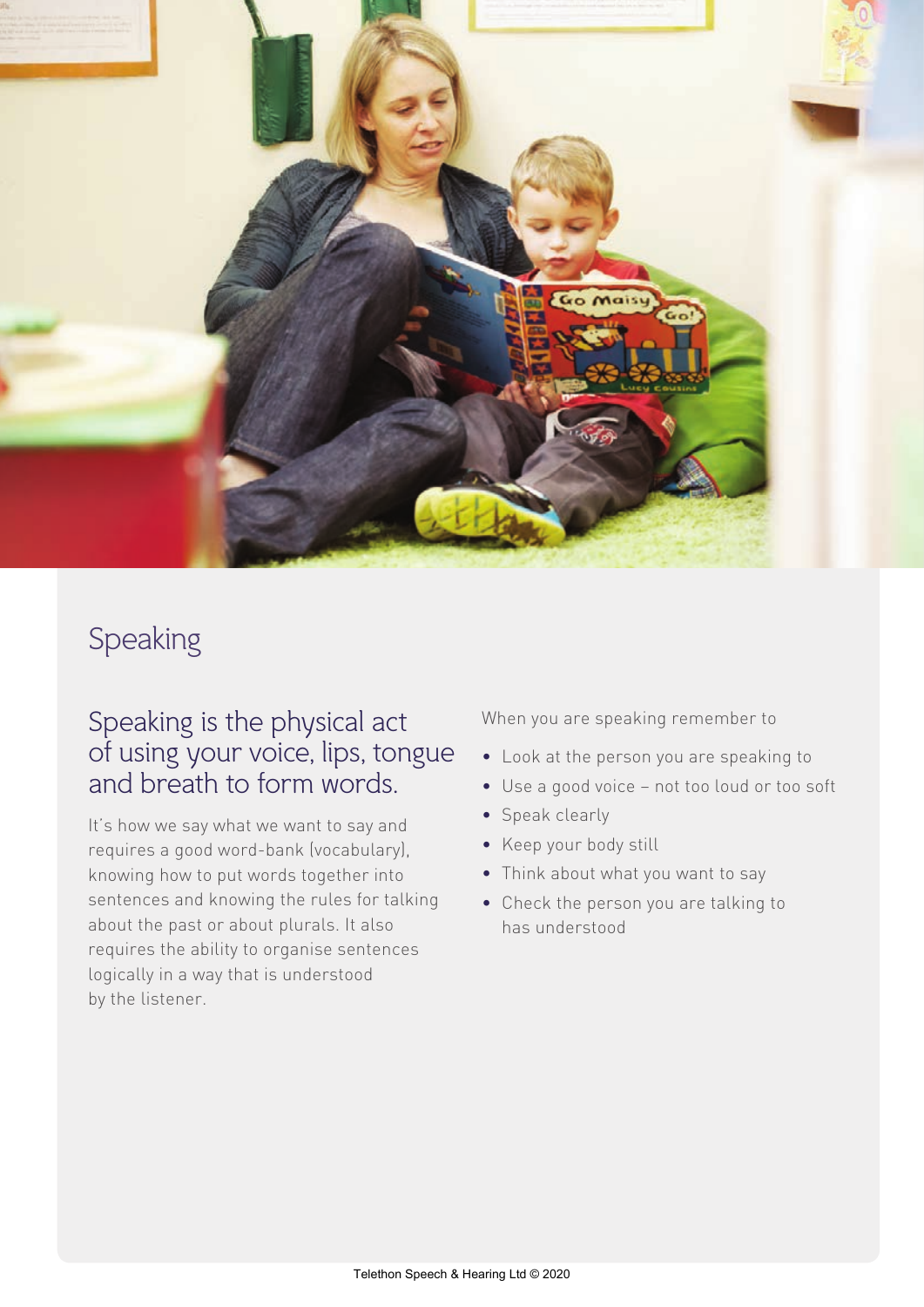## Speaking

### Speaking is the physical act of using your voice, lips, tongue and breath to form words.

It's how we say what we want to say and requires a good word-bank (vocabulary), knowing how to put words together into sentences and knowing the rules for talking about the past or about plurals. It also requires the ability to organise sentences logically in a way that is understood by the listener.

When you are speaking remember to

- Look at the person you are speaking to
- Use a good voice – not too loud or too soft
- Speak clearly
- Keep your body still
- Think about what you want to say
- Check the person you are talking to has understood

Telethon Speech & Hearing Ltd © 2020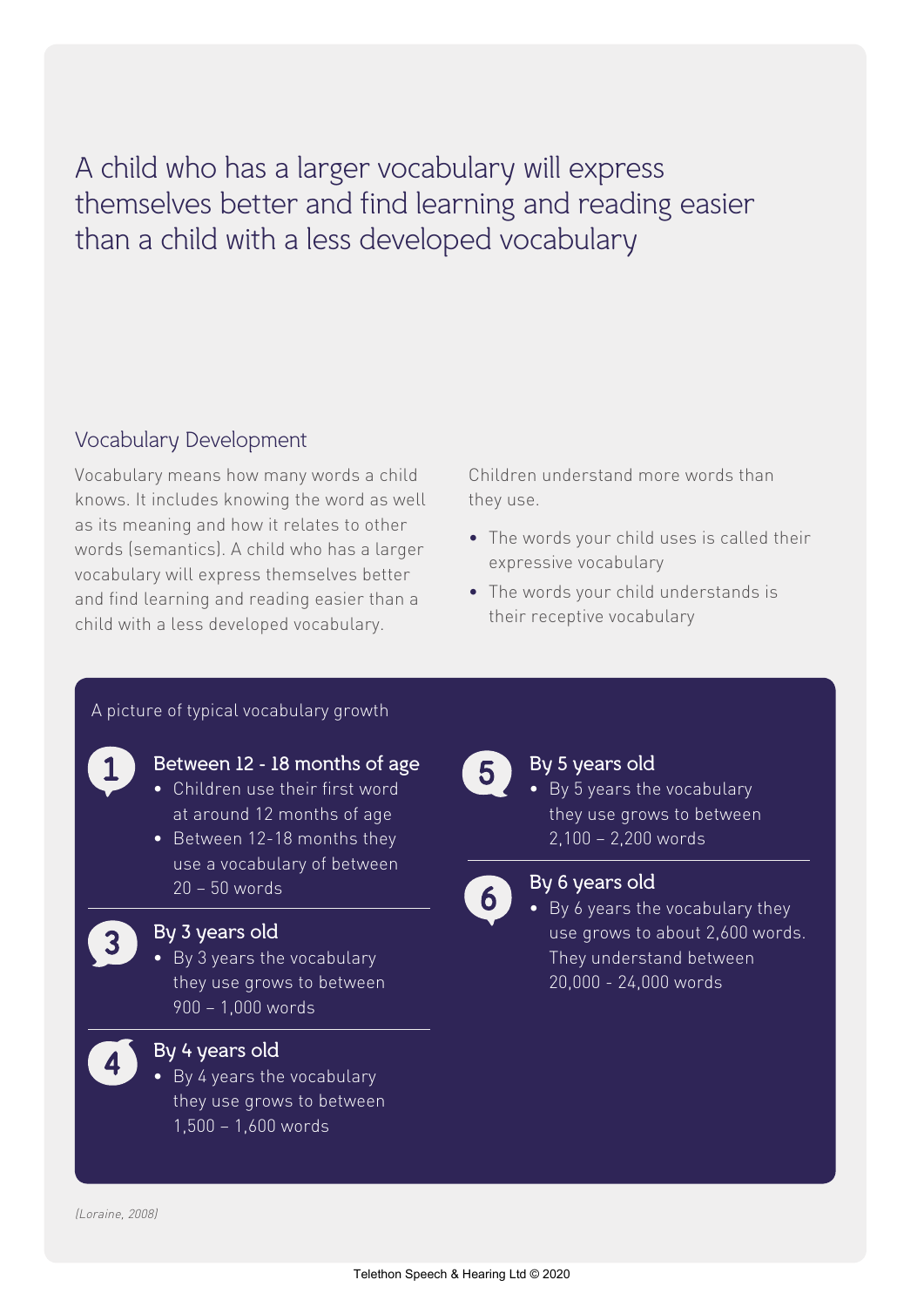A child who has a larger vocabulary will express themselves better and find learning and reading easier than a child with a less developed vocabulary

## Vocabulary Development

Vocabulary means how many words a child knows. It includes knowing the word as well as its meaning and how it relates to other words (semantics). A child who has a larger vocabulary will express themselves better and find learning and reading easier than a child with a less developed vocabulary.

Children understand more words than they use.

- The words your child uses is called their expressive vocabulary
- The words your child understands is their receptive vocabulary

A picture of typical vocabulary growth

### 1 Between 12 - 18 months of age

- Children use their first word at around 12 months of age
- Between 12-18 months they use a vocabulary of between 20 – 50 words

### 3 By 3 years old

- By 3 years the vocabulary they use grows to between 900 – 1,000 words

### 4 By 4 years old

- By 4 years the vocabulary they use grows to between 1,500 – 1,600 words

### 5 By 5 years old

- By 5 years the vocabulary they use grows to between 2,100 – 2,200 words

### 6 By 6 years old

- By 6 years the vocabulary they use grows to about 2,600 words. They understand between 20,000 - 24,000 words

*(Loraine, 2008)*

Telethon Speech & Hearing Ltd © 2020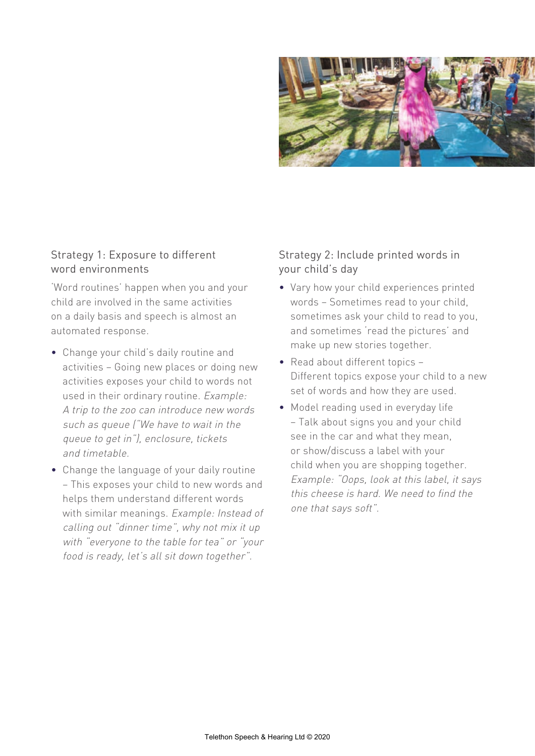## Strategy 1: Exposure to different word environments

'Word routines' happen when you and your child are involved in the same activities on a daily basis and speech is almost an automated response.

- Change your child's daily routine and activities – Going new places or doing new activities exposes your child to words not used in their ordinary routine. *Example: A trip to the zoo can introduce new words such as queue ("We have to wait in the queue to get in"), enclosure, tickets and timetable.*
- Change the language of your daily routine – This exposes your child to new words and helps them understand different words with similar meanings. *Example: Instead of calling out "dinner time", why not mix it up with "everyone to the table for tea" or "your food is ready, let's all sit down together".*

## Strategy 2: Include printed words in your child's day

- Vary how your child experiences printed words – Sometimes read to your child, sometimes ask your child to read to you, and sometimes 'read the pictures' and make up new stories together.
- Read about different topics – Different topics expose your child to a new set of words and how they are used.
- Model reading used in everyday life – Talk about signs you and your child see in the car and what they mean, or show/discuss a label with your child when you are shopping together. *Example: "Oops, look at this label, it says this cheese is hard. We need to find the one that says soft".*

Telethon Speech & Hearing Ltd © 2020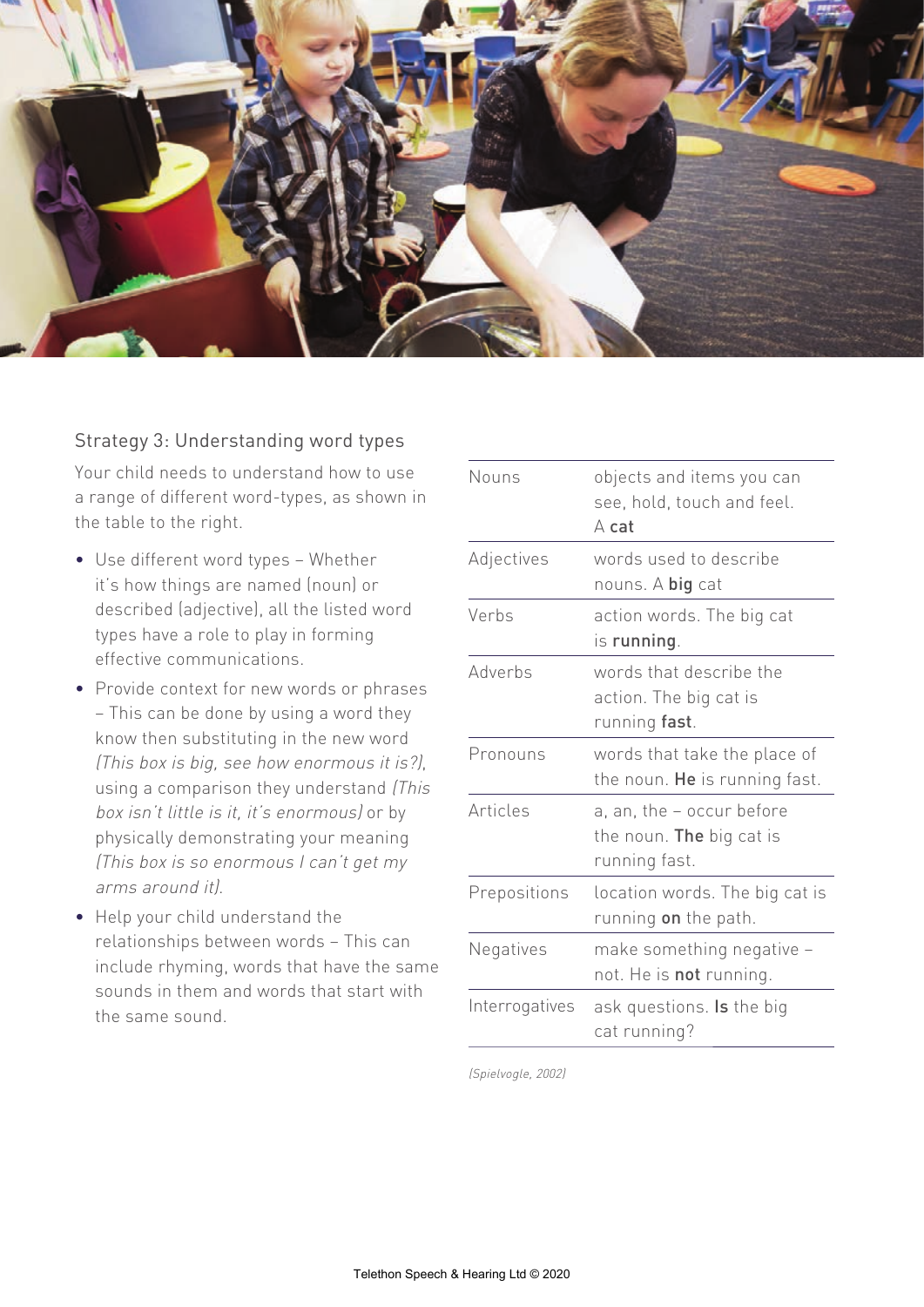## Strategy 3: Understanding word types

Your child needs to understand how to use a range of different word-types, as shown in the table to the right.

- Use different word types – Whether it's how things are named (noun) or described (adjective), all the listed word types have a role to play in forming effective communications.
- Provide context for new words or phrases – This can be done by using a word they know then substituting in the new word *(This box is big, see how enormous it is?)*, using a comparison they understand *(This box isn't little is it, it's enormous)* or by physically demonstrating your meaning *(This box is so enormous I can't get my arms around it)*.
- Help your child understand the relationships between words – This can include rhyming, words that have the same sounds in them and words that start with the same sound.

| | |
|---|---|
| Nouns | objects and items you can see, hold, touch and feel. A **cat** |
| Adjectives | words used to describe nouns. A **big** cat |
| Verbs | action words. The big cat is **running**. |
| Adverbs | words that describe the action. The big cat is running **fast**. |
| Pronouns | words that take the place of the noun. **He** is running fast. |
| Articles | a, an, the – occur before the noun. **The** big cat is running fast. |
| Prepositions | location words. The big cat is running **on** the path. |
| Negatives | make something negative – not. He is **not** running. |
| Interrogatives | ask questions. **Is** the big cat running? |

*(Spielvogle, 2002)*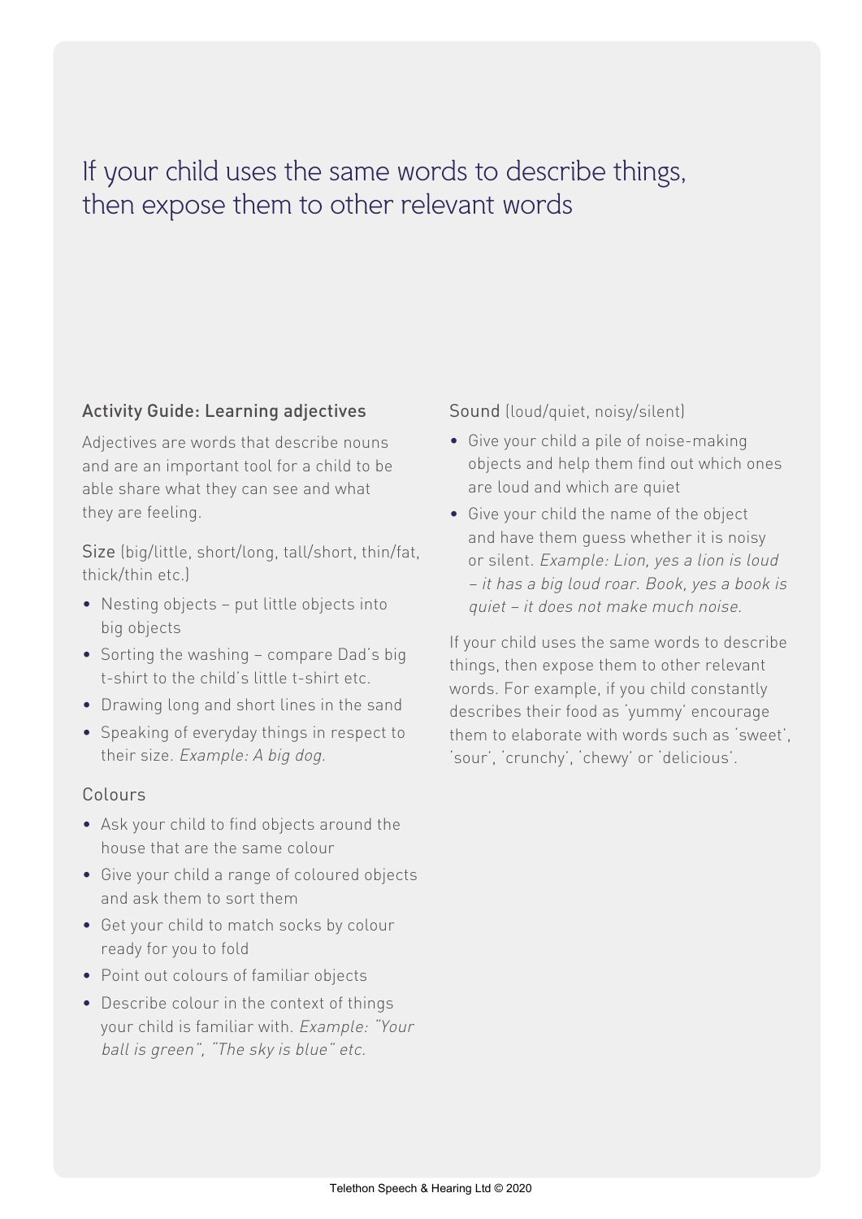# If your child uses the same words to describe things, then expose them to other relevant words

## Activity Guide: Learning adjectives

Adjectives are words that describe nouns and are an important tool for a child to be able share what they can see and what they are feeling.

### Size (big/little, short/long, tall/short, thin/fat, thick/thin etc.)

- Nesting objects – put little objects into big objects
- Sorting the washing – compare Dad's big t-shirt to the child's little t-shirt etc.
- Drawing long and short lines in the sand
- Speaking of everyday things in respect to their size. *Example: A big dog.*

### Colours

- Ask your child to find objects around the house that are the same colour
- Give your child a range of coloured objects and ask them to sort them
- Get your child to match socks by colour ready for you to fold
- Point out colours of familiar objects
- Describe colour in the context of things your child is familiar with. *Example: "Your ball is green", "The sky is blue" etc.*

### Sound (loud/quiet, noisy/silent)

- Give your child a pile of noise-making objects and help them find out which ones are loud and which are quiet
- Give your child the name of the object and have them guess whether it is noisy or silent. *Example: Lion, yes a lion is loud – it has a big loud roar. Book, yes a book is quiet – it does not make much noise.*

If your child uses the same words to describe things, then expose them to other relevant words. For example, if you child constantly describes their food as 'yummy' encourage them to elaborate with words such as 'sweet', 'sour', 'crunchy', 'chewy' or 'delicious'.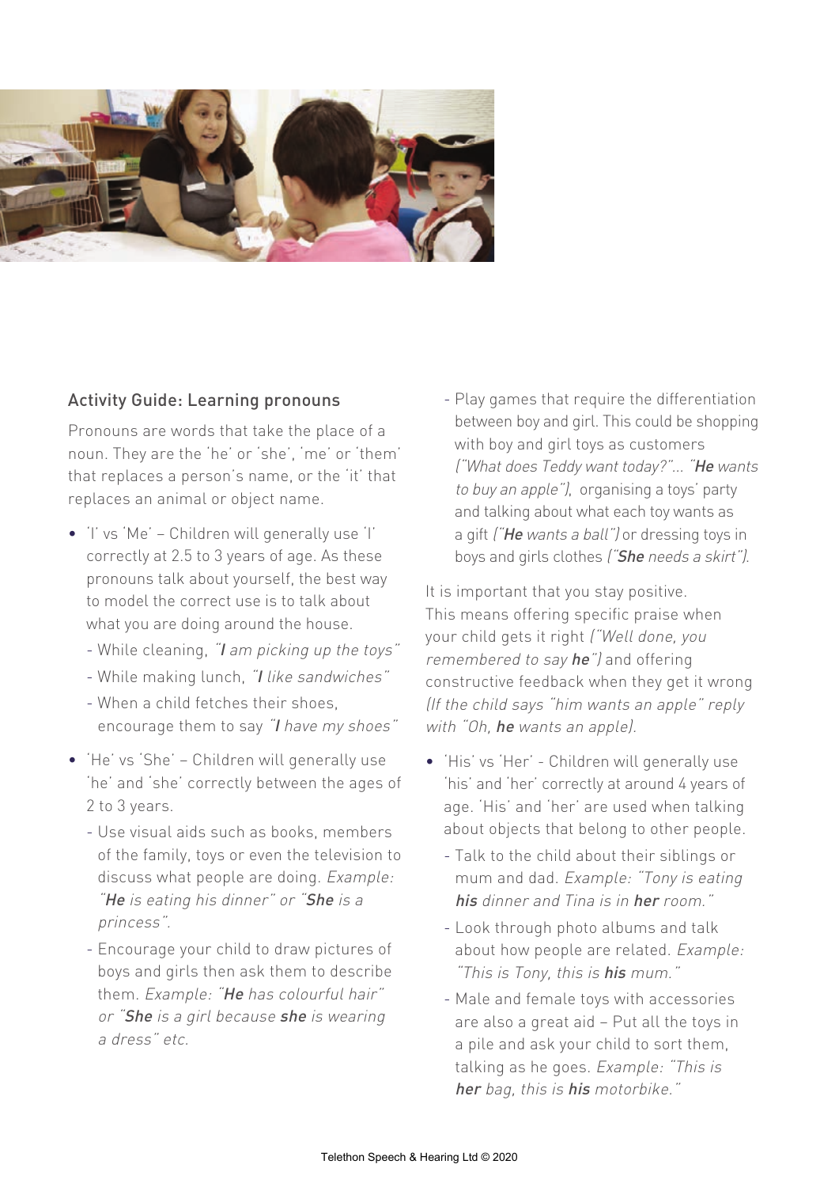## Activity Guide: Learning pronouns

Pronouns are words that take the place of a noun. They are the 'he' or 'she', 'me' or 'them' that replaces a person's name, or the 'it' that replaces an animal or object name.

- 'I' vs 'Me' – Children will generally use 'I' correctly at 2.5 to 3 years of age. As these pronouns talk about yourself, the best way to model the correct use is to talk about what you are doing around the house.
  - While cleaning, *"**I** am picking up the toys"*
  - While making lunch, *"**I** like sandwiches"*
  - When a child fetches their shoes, encourage them to say *"**I** have my shoes"*
- 'He' vs 'She' – Children will generally use 'he' and 'she' correctly between the ages of 2 to 3 years.
  - Use visual aids such as books, members of the family, toys or even the television to discuss what people are doing. *Example: "**He** is eating his dinner" or "**She** is a princess".*
  - Encourage your child to draw pictures of boys and girls then ask them to describe them. *Example: "**He** has colourful hair" or "**She** is a girl because **she** is wearing a dress" etc.*
  - Play games that require the differentiation between boy and girl. This could be shopping with boy and girl toys as customers *("What does Teddy want today?"... "**He** wants to buy an apple")*, organising a toys' party and talking about what each toy wants as a gift *("**He** wants a ball")* or dressing toys in boys and girls clothes *("**She** needs a skirt")*.

It is important that you stay positive. This means offering specific praise when your child gets it right *("Well done, you remembered to say **he**")* and offering constructive feedback when they get it wrong *(If the child says "him wants an apple" reply with "Oh, **he** wants an apple)*.

- 'His' vs 'Her' - Children will generally use 'his' and 'her' correctly at around 4 years of age. 'His' and 'her' are used when talking about objects that belong to other people.
  - Talk to the child about their siblings or mum and dad. *Example: "Tony is eating **his** dinner and Tina is in **her** room."*
  - Look through photo albums and talk about how people are related. *Example: "This is Tony, this is **his** mum."*
  - Male and female toys with accessories are also a great aid – Put all the toys in a pile and ask your child to sort them, talking as he goes. *Example: "This is **her** bag, this is **his** motorbike."*

Telethon Speech & Hearing Ltd © 2020